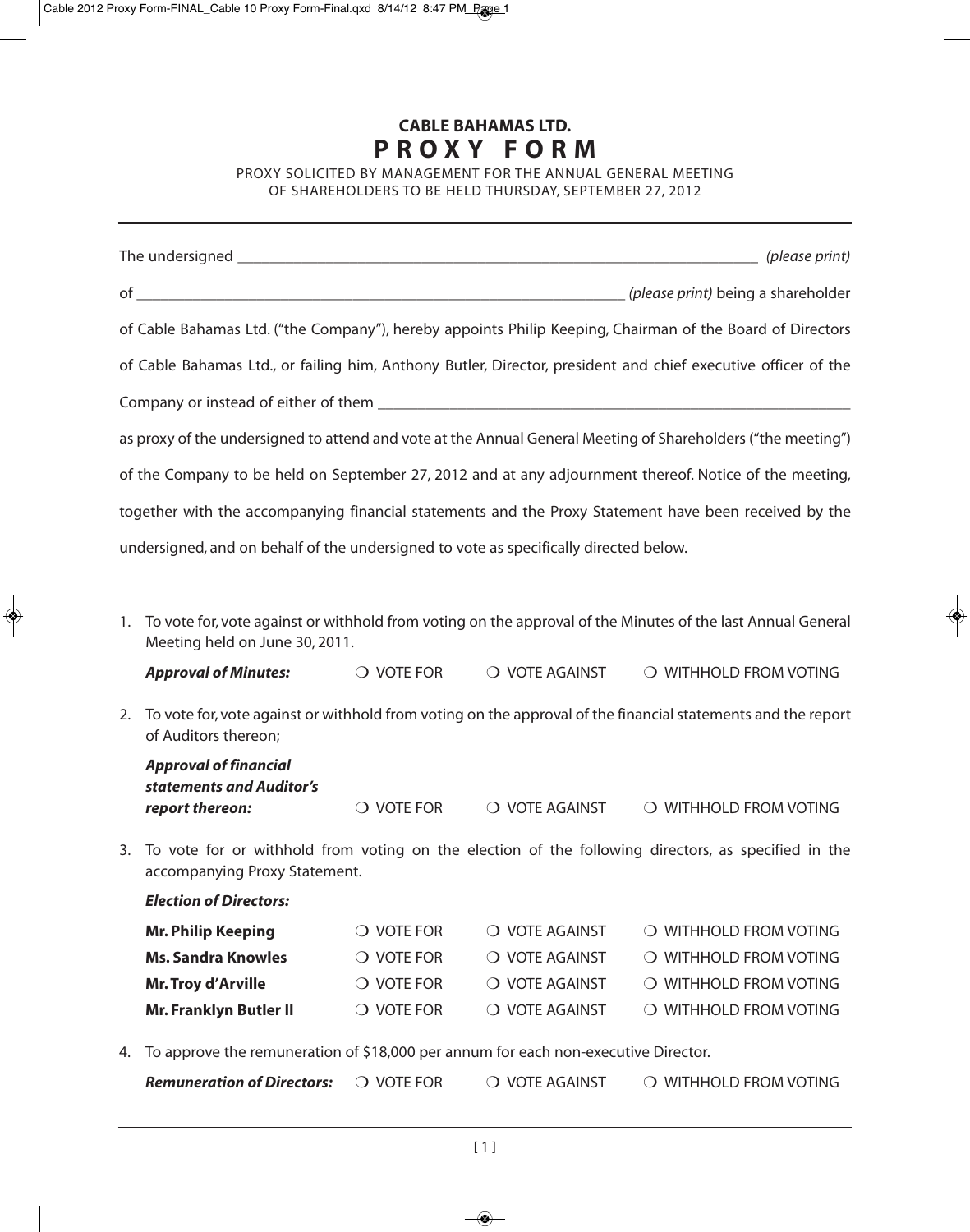# CABLE BAHAMAS LTD.

## PROXY FORM

PROXY SOLICITED BY MANAGEMENT FOR THE ANNUAL GENERAL MEETING OF SHAREHOLDERS TO BE HELD THURSDAY, SEPTEMBER 27, 2012

---

The undersigned ___________________________________________________________ *(please print)*

of ________________________________________________________ *(please print)* being a shareholder of Cable Bahamas Ltd. ("the Company"), hereby appoints Philip Keeping, Chairman of the Board of Directors of Cable Bahamas Ltd., or failing him, Anthony Butler, Director, president and chief executive officer of the Company or instead of either of them ______________________________________________________ as proxy of the undersigned to attend and vote at the Annual General Meeting of Shareholders ("the meeting") of the Company to be held on September 27, 2012 and at any adjournment thereof. Notice of the meeting, together with the accompanying financial statements and the Proxy Statement have been received by the undersigned, and on behalf of the undersigned to vote as specifically directed below.

1. To vote for, vote against or withhold from voting on the approval of the Minutes of the last Annual General Meeting held on June 30, 2011.

| ***Approval of Minutes:*** | ❍ VOTE FOR | ❍ VOTE AGAINST | ❍ WITHHOLD FROM VOTING |
|---|---|---|---|

2. To vote for, vote against or withhold from voting on the approval of the financial statements and the report of Auditors thereon;

| ***Approval of financial statements and Auditor's report thereon:*** | ❍ VOTE FOR | ❍ VOTE AGAINST | ❍ WITHHOLD FROM VOTING |
|---|---|---|---|

3. To vote for or withhold from voting on the election of the following directors, as specified in the accompanying Proxy Statement.

***Election of Directors:***

| | | | |
|---|---|---|---|
| **Mr. Philip Keeping** | ❍ VOTE FOR | ❍ VOTE AGAINST | ❍ WITHHOLD FROM VOTING |
| **Ms. Sandra Knowles** | ❍ VOTE FOR | ❍ VOTE AGAINST | ❍ WITHHOLD FROM VOTING |
| **Mr. Troy d'Arville** | ❍ VOTE FOR | ❍ VOTE AGAINST | ❍ WITHHOLD FROM VOTING |
| **Mr. Franklyn Butler II** | ❍ VOTE FOR | ❍ VOTE AGAINST | ❍ WITHHOLD FROM VOTING |

4. To approve the remuneration of $18,000 per annum for each non-executive Director.

| ***Remuneration of Directors:*** | ❍ VOTE FOR | ❍ VOTE AGAINST | ❍ WITHHOLD FROM VOTING |
|---|---|---|---|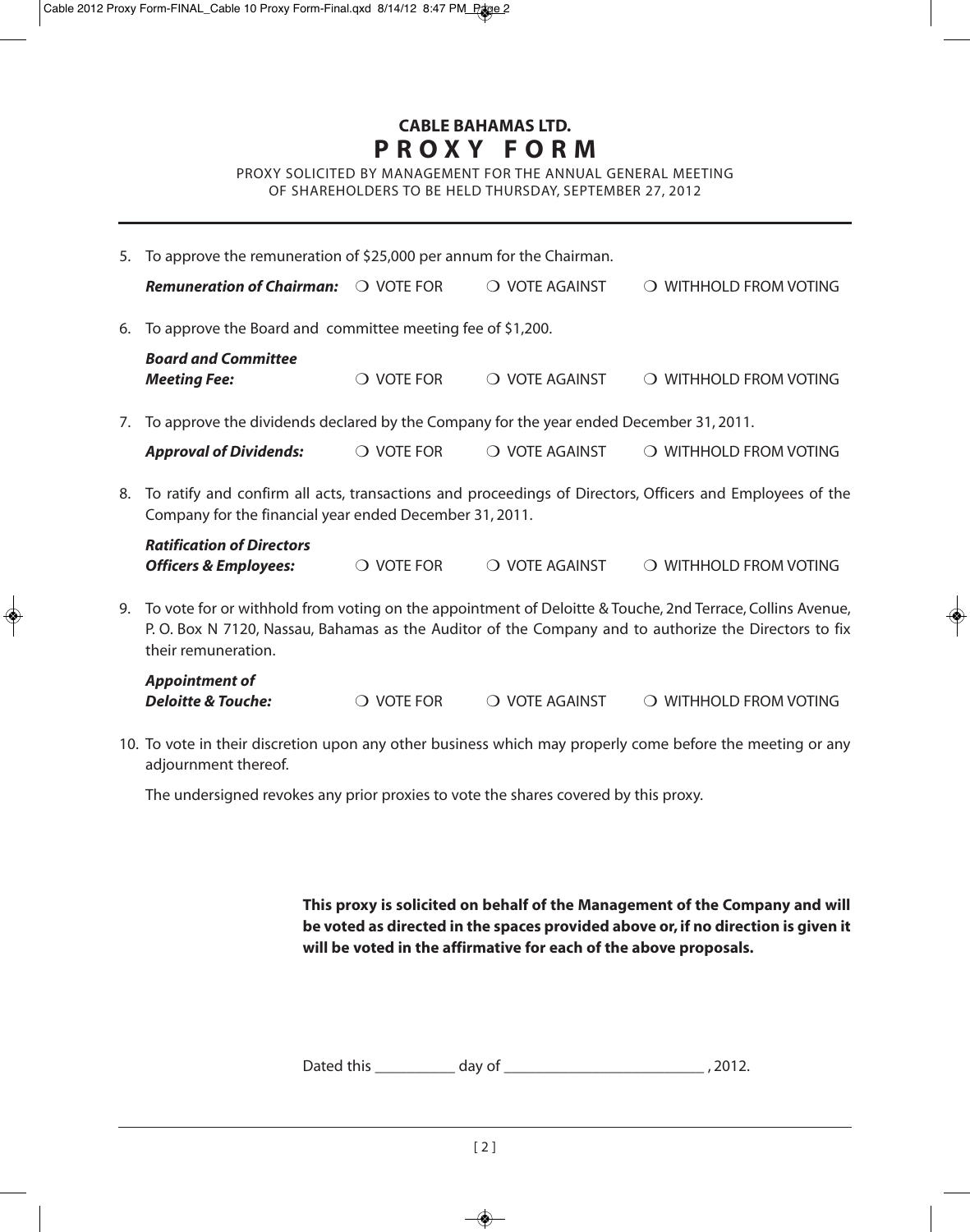# CABLE BAHAMAS LTD.

## PROXY FORM

PROXY SOLICITED BY MANAGEMENT FOR THE ANNUAL GENERAL MEETING OF SHAREHOLDERS TO BE HELD THURSDAY, SEPTEMBER 27, 2012

5. To approve the remuneration of $25,000 per annum for the Chairman.

   ***Remuneration of Chairman:*** ❍ VOTE FOR ❍ VOTE AGAINST ❍ WITHHOLD FROM VOTING

6. To approve the Board and committee meeting fee of $1,200.

   ***Board and Committee Meeting Fee:*** ❍ VOTE FOR ❍ VOTE AGAINST ❍ WITHHOLD FROM VOTING

7. To approve the dividends declared by the Company for the year ended December 31, 2011.

   ***Approval of Dividends:*** ❍ VOTE FOR ❍ VOTE AGAINST ❍ WITHHOLD FROM VOTING

8. To ratify and confirm all acts, transactions and proceedings of Directors, Officers and Employees of the Company for the financial year ended December 31, 2011.

   ***Ratification of Directors Officers & Employees:*** ❍ VOTE FOR ❍ VOTE AGAINST ❍ WITHHOLD FROM VOTING

9. To vote for or withhold from voting on the appointment of Deloitte & Touche, 2nd Terrace, Collins Avenue, P. O. Box N 7120, Nassau, Bahamas as the Auditor of the Company and to authorize the Directors to fix their remuneration.

   ***Appointment of Deloitte & Touche:*** ❍ VOTE FOR ❍ VOTE AGAINST ❍ WITHHOLD FROM VOTING

10. To vote in their discretion upon any other business which may properly come before the meeting or any adjournment thereof.

    The undersigned revokes any prior proxies to vote the shares covered by this proxy.

**This proxy is solicited on behalf of the Management of the Company and will be voted as directed in the spaces provided above or, if no direction is given it will be voted in the affirmative for each of the above proposals.**

Dated this __________ day of _________________________ , 2012.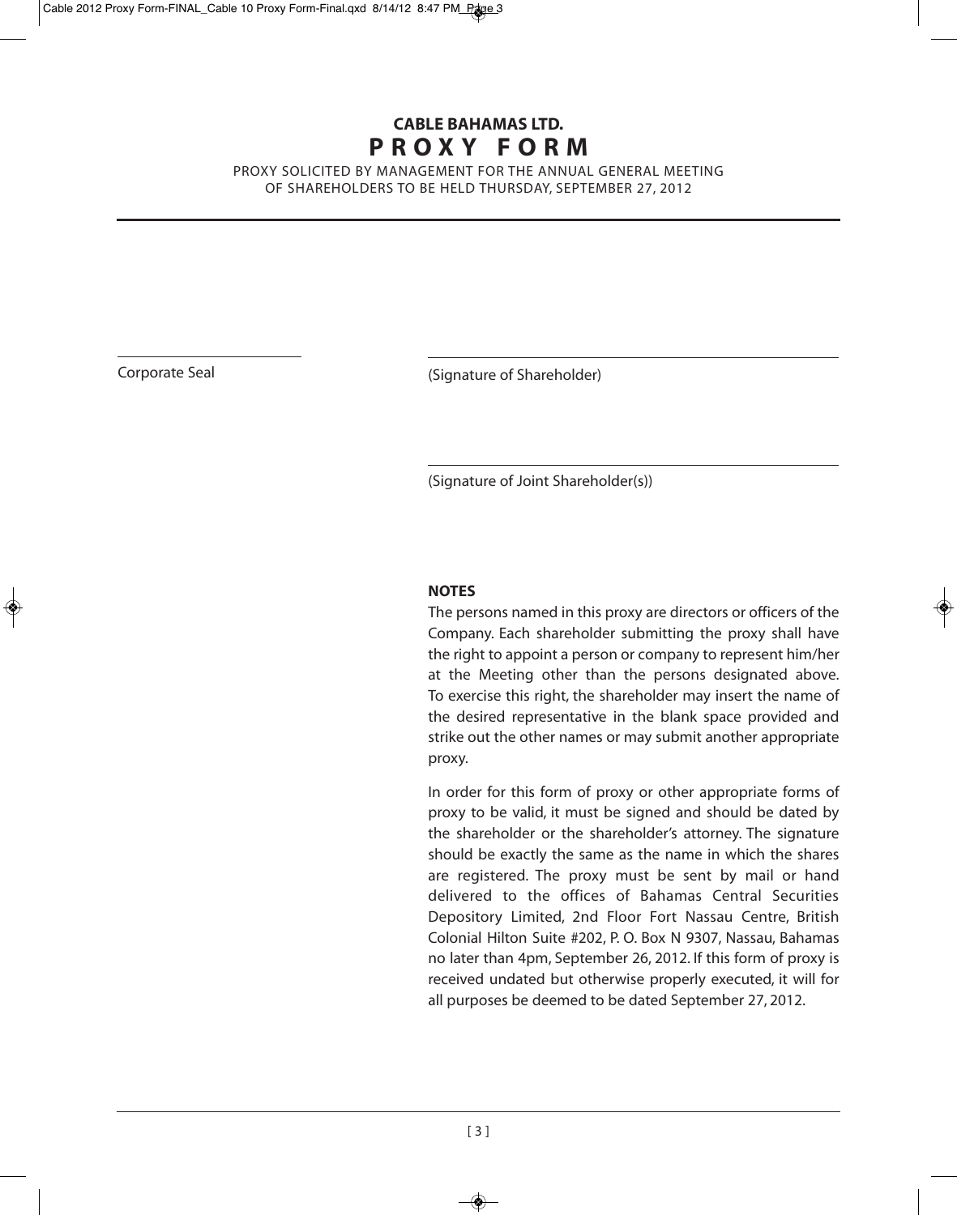# CABLE BAHAMAS LTD.

# PROXY FORM

PROXY SOLICITED BY MANAGEMENT FOR THE ANNUAL GENERAL MEETING OF SHAREHOLDERS TO BE HELD THURSDAY, SEPTEMBER 27, 2012

---

Corporate Seal

(Signature of Shareholder)

(Signature of Joint Shareholder(s))

**NOTES**

The persons named in this proxy are directors or officers of the Company. Each shareholder submitting the proxy shall have the right to appoint a person or company to represent him/her at the Meeting other than the persons designated above. To exercise this right, the shareholder may insert the name of the desired representative in the blank space provided and strike out the other names or may submit another appropriate proxy.

In order for this form of proxy or other appropriate forms of proxy to be valid, it must be signed and should be dated by the shareholder or the shareholder's attorney. The signature should be exactly the same as the name in which the shares are registered. The proxy must be sent by mail or hand delivered to the offices of Bahamas Central Securities Depository Limited, 2nd Floor Fort Nassau Centre, British Colonial Hilton Suite #202, P. O. Box N 9307, Nassau, Bahamas no later than 4pm, September 26, 2012. If this form of proxy is received undated but otherwise properly executed, it will for all purposes be deemed to be dated September 27, 2012.